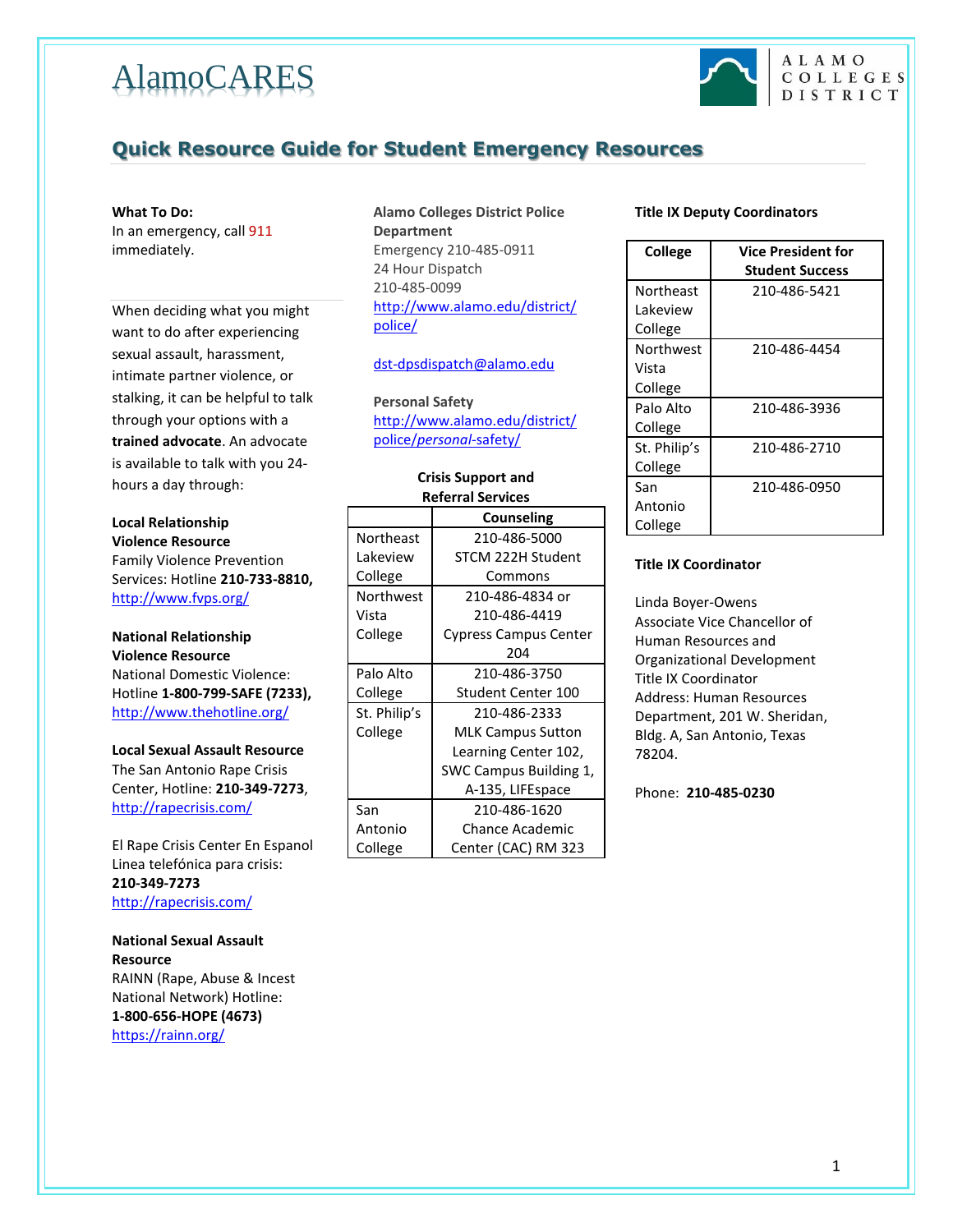# AlamoCARES

ALAMO COLLEGES DISTRICT

## Quick Resource Guide for Student Emergency Resources

**What To Do:**
In an emergency, call 911 immediately.

When deciding what you might want to do after experiencing sexual assault, harassment, intimate partner violence, or stalking, it can be helpful to talk through your options with a **trained advocate**. An advocate is available to talk with you 24-hours a day through:

**Local Relationship Violence Resource**
Family Violence Prevention Services: Hotline **210-733-8810,**
http://www.fvps.org/

**National Relationship Violence Resource**
National Domestic Violence: Hotline **1-800-799-SAFE (7233),**
http://www.thehotline.org/

**Local Sexual Assault Resource**
The San Antonio Rape Crisis Center, Hotline: **210-349-7273**,
http://rapecrisis.com/

El Rape Crisis Center En Espanol
Linea telefónica para crisis:
**210-349-7273**
http://rapecrisis.com/

**National Sexual Assault Resource**
RAINN (Rape, Abuse & Incest National Network) Hotline:
**1-800-656-HOPE (4673)**
https://rainn.org/

**Alamo Colleges District Police Department**
Emergency 210-485-0911
24 Hour Dispatch
210-485-0099
http://www.alamo.edu/district/police/

dst-dpsdispatch@alamo.edu

**Personal Safety**
http://www.alamo.edu/district/police/*personal*-safety/

**Crisis Support and Referral Services**

| | **Counseling** |
|---|---|
| Northeast Lakeview College | 210-486-5000 STCM 222H Student Commons |
| Northwest Vista College | 210-486-4834 or 210-486-4419 Cypress Campus Center 204 |
| Palo Alto College | 210-486-3750 Student Center 100 |
| St. Philip's College | 210-486-2333 MLK Campus Sutton Learning Center 102, SWC Campus Building 1, A-135, LIFEspace |
| San Antonio College | 210-486-1620 Chance Academic Center (CAC) RM 323 |

**Title IX Deputy Coordinators**

| **College** | **Vice President for Student Success** |
|---|---|
| Northeast Lakeview College | 210-486-5421 |
| Northwest Vista College | 210-486-4454 |
| Palo Alto College | 210-486-3936 |
| St. Philip's College | 210-486-2710 |
| San Antonio College | 210-486-0950 |

**Title IX Coordinator**

Linda Boyer-Owens
Associate Vice Chancellor of Human Resources and Organizational Development
Title IX Coordinator
Address: Human Resources Department, 201 W. Sheridan, Bldg. A, San Antonio, Texas 78204.

Phone: **210-485-0230**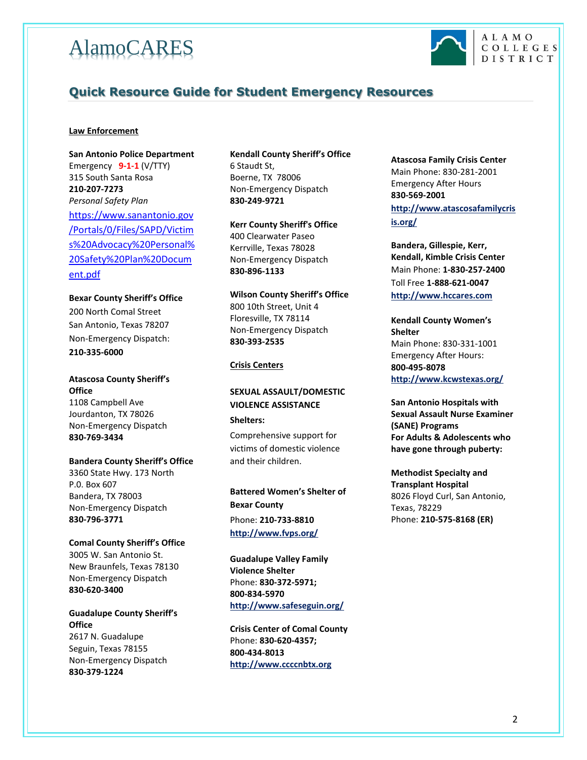AlamoCARES

ALAMO COLLEGES DISTRICT

## Quick Resource Guide for Student Emergency Resources

### Law Enforcement

**San Antonio Police Department**
Emergency **9-1-1** (V/TTY)
315 South Santa Rosa
**210-207-7273**
*Personal Safety Plan*
https://www.sanantonio.gov/Portals/0/Files/SAPD/Victims%20Advocacy%20Personal%20Safety%20Plan%20Document.pdf

**Bexar County Sheriff's Office**
200 North Comal Street
San Antonio, Texas 78207
Non-Emergency Dispatch:
**210-335-6000**

**Atascosa County Sheriff's Office**
1108 Campbell Ave
Jourdanton, TX 78026
Non-Emergency Dispatch
**830-769-3434**

**Bandera County Sheriff's Office**
3360 State Hwy. 173 North
P.O. Box 607
Bandera, TX 78003
Non-Emergency Dispatch
**830-796-3771**

**Comal County Sheriff's Office**
3005 W. San Antonio St.
New Braunfels, Texas 78130
Non-Emergency Dispatch
**830-620-3400**

**Guadalupe County Sheriff's Office**
2617 N. Guadalupe
Seguin, Texas 78155
Non-Emergency Dispatch
**830-379-1224**

**Kendall County Sheriff's Office**
6 Staudt St,
Boerne, TX 78006
Non-Emergency Dispatch
**830-249-9721**

**Kerr County Sheriff's Office**
400 Clearwater Paseo
Kerrville, Texas 78028
Non-Emergency Dispatch
**830-896-1133**

**Wilson County Sheriff's Office**
800 10th Street, Unit 4
Floresville, TX 78114
Non-Emergency Dispatch
**830-393-2535**

### Crisis Centers

**SEXUAL ASSAULT/DOMESTIC VIOLENCE ASSISTANCE**

**Shelters:**

Comprehensive support for victims of domestic violence and their children.

**Battered Women's Shelter of Bexar County**
Phone: **210-733-8810**
http://www.fvps.org/

**Guadalupe Valley Family Violence Shelter**
Phone: **830-372-5971; 800-834-5970**
http://www.safeseguin.org/

**Crisis Center of Comal County**
Phone: **830-620-4357; 800-434-8013**
http://www.ccccnbtx.org

**Atascosa Family Crisis Center**
Main Phone: 830-281-2001
Emergency After Hours
**830-569-2001**
http://www.atascosafamilycrisis.org/

**Bandera, Gillespie, Kerr, Kendall, Kimble Crisis Center**
Main Phone: **1-830-257-2400**
Toll Free **1-888-621-0047**
http://www.hccares.com

**Kendall County Women's Shelter**
Main Phone: 830-331-1001
Emergency After Hours:
**800-495-8078**
http://www.kcwstexas.org/

**San Antonio Hospitals with Sexual Assault Nurse Examiner (SANE) Programs**
**For Adults & Adolescents who have gone through puberty:**

**Methodist Specialty and Transplant Hospital**
8026 Floyd Curl, San Antonio, Texas, 78229
Phone: **210-575-8168 (ER)**